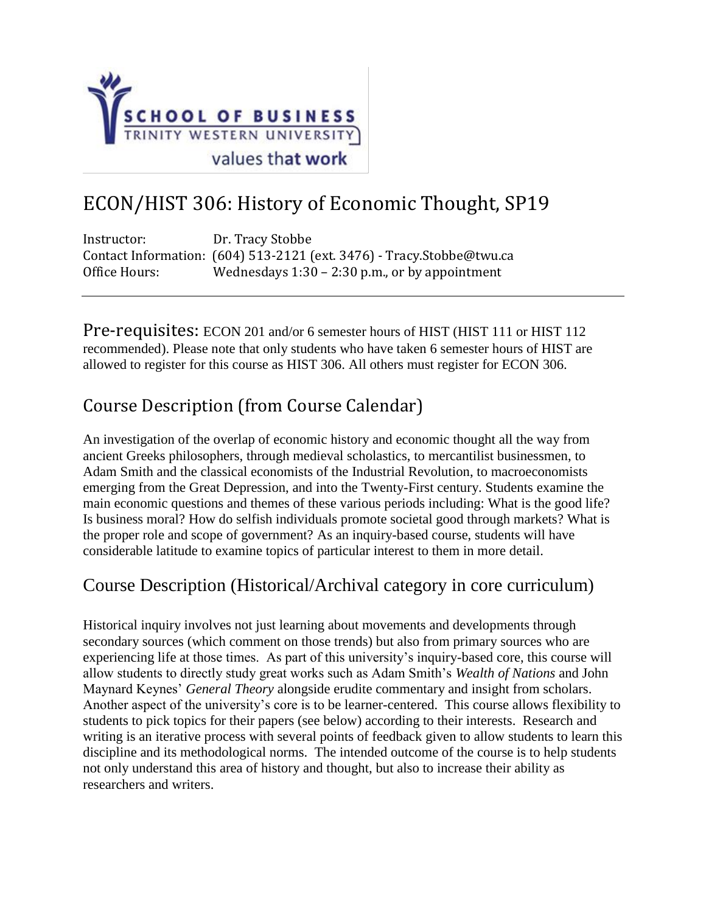SCHOOL OF BUSINESS
TRINITY WESTERN UNIVERSITY
values that **work**

# ECON/HIST 306: History of Economic Thought, SP19

Instructor: Dr. Tracy Stobbe
Contact Information: (604) 513-2121 (ext. 3476) - Tracy.Stobbe@twu.ca
Office Hours: Wednesdays 1:30 – 2:30 p.m., or by appointment

---

**Pre-requisites:** ECON 201 and/or 6 semester hours of HIST (HIST 111 or HIST 112 recommended). Please note that only students who have taken 6 semester hours of HIST are allowed to register for this course as HIST 306. All others must register for ECON 306.

## Course Description (from Course Calendar)

An investigation of the overlap of economic history and economic thought all the way from ancient Greeks philosophers, through medieval scholastics, to mercantilist businessmen, to Adam Smith and the classical economists of the Industrial Revolution, to macroeconomists emerging from the Great Depression, and into the Twenty-First century. Students examine the main economic questions and themes of these various periods including: What is the good life? Is business moral? How do selfish individuals promote societal good through markets? What is the proper role and scope of government? As an inquiry-based course, students will have considerable latitude to examine topics of particular interest to them in more detail.

## Course Description (Historical/Archival category in core curriculum)

Historical inquiry involves not just learning about movements and developments through secondary sources (which comment on those trends) but also from primary sources who are experiencing life at those times. As part of this university's inquiry-based core, this course will allow students to directly study great works such as Adam Smith's *Wealth of Nations* and John Maynard Keynes' *General Theory* alongside erudite commentary and insight from scholars. Another aspect of the university's core is to be learner-centered. This course allows flexibility to students to pick topics for their papers (see below) according to their interests. Research and writing is an iterative process with several points of feedback given to allow students to learn this discipline and its methodological norms. The intended outcome of the course is to help students not only understand this area of history and thought, but also to increase their ability as researchers and writers.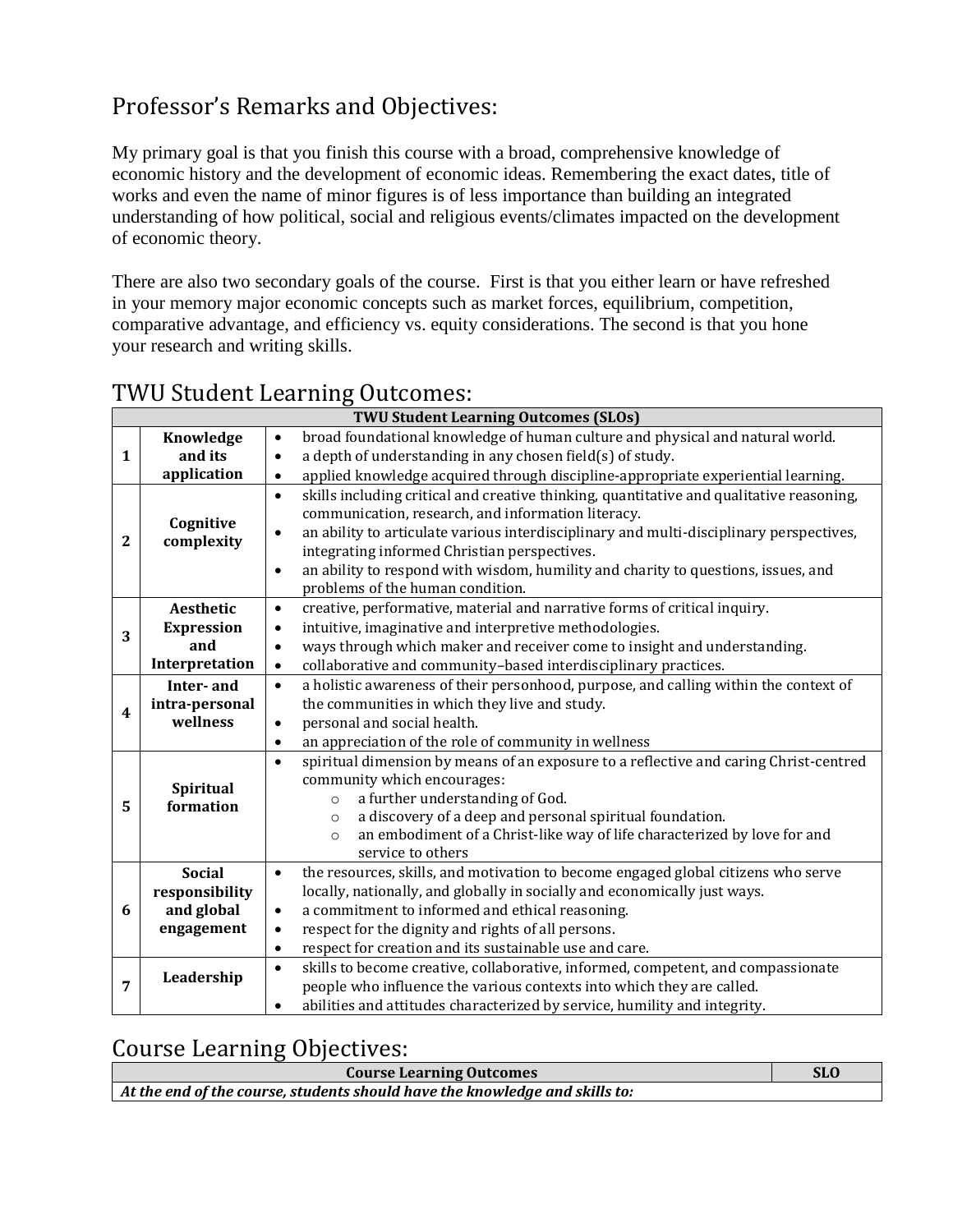## Professor's Remarks and Objectives:

My primary goal is that you finish this course with a broad, comprehensive knowledge of economic history and the development of economic ideas. Remembering the exact dates, title of works and even the name of minor figures is of less importance than building an integrated understanding of how political, social and religious events/climates impacted on the development of economic theory.

There are also two secondary goals of the course. First is that you either learn or have refreshed in your memory major economic concepts such as market forces, equilibrium, competition, comparative advantage, and efficiency vs. equity considerations. The second is that you hone your research and writing skills.

## TWU Student Learning Outcomes:

| TWU Student Learning Outcomes (SLOs) | | |
|---|---|---|
| **1** | **Knowledge and its application** | • broad foundational knowledge of human culture and physical and natural world.<br>• a depth of understanding in any chosen field(s) of study.<br>• applied knowledge acquired through discipline-appropriate experiential learning. |
| **2** | **Cognitive complexity** | • skills including critical and creative thinking, quantitative and qualitative reasoning, communication, research, and information literacy.<br>• an ability to articulate various interdisciplinary and multi-disciplinary perspectives, integrating informed Christian perspectives.<br>• an ability to respond with wisdom, humility and charity to questions, issues, and problems of the human condition. |
| **3** | **Aesthetic Expression and Interpretation** | • creative, performative, material and narrative forms of critical inquiry.<br>• intuitive, imaginative and interpretive methodologies.<br>• ways through which maker and receiver come to insight and understanding.<br>• collaborative and community–based interdisciplinary practices. |
| **4** | **Inter- and intra-personal wellness** | • a holistic awareness of their personhood, purpose, and calling within the context of the communities in which they live and study.<br>• personal and social health.<br>• an appreciation of the role of community in wellness |
| **5** | **Spiritual formation** | • spiritual dimension by means of an exposure to a reflective and caring Christ-centred community which encourages:<br>&nbsp;&nbsp;&nbsp;&nbsp;○ a further understanding of God.<br>&nbsp;&nbsp;&nbsp;&nbsp;○ a discovery of a deep and personal spiritual foundation.<br>&nbsp;&nbsp;&nbsp;&nbsp;○ an embodiment of a Christ-like way of life characterized by love for and service to others |
| **6** | **Social responsibility and global engagement** | • the resources, skills, and motivation to become engaged global citizens who serve locally, nationally, and globally in socially and economically just ways.<br>• a commitment to informed and ethical reasoning.<br>• respect for the dignity and rights of all persons.<br>• respect for creation and its sustainable use and care. |
| **7** | **Leadership** | • skills to become creative, collaborative, informed, competent, and compassionate people who influence the various contexts into which they are called.<br>• abilities and attitudes characterized by service, humility and integrity. |

## Course Learning Objectives:

| Course Learning Outcomes | SLO |
|---|---|
| ***At the end of the course, students should have the knowledge and skills to:*** | |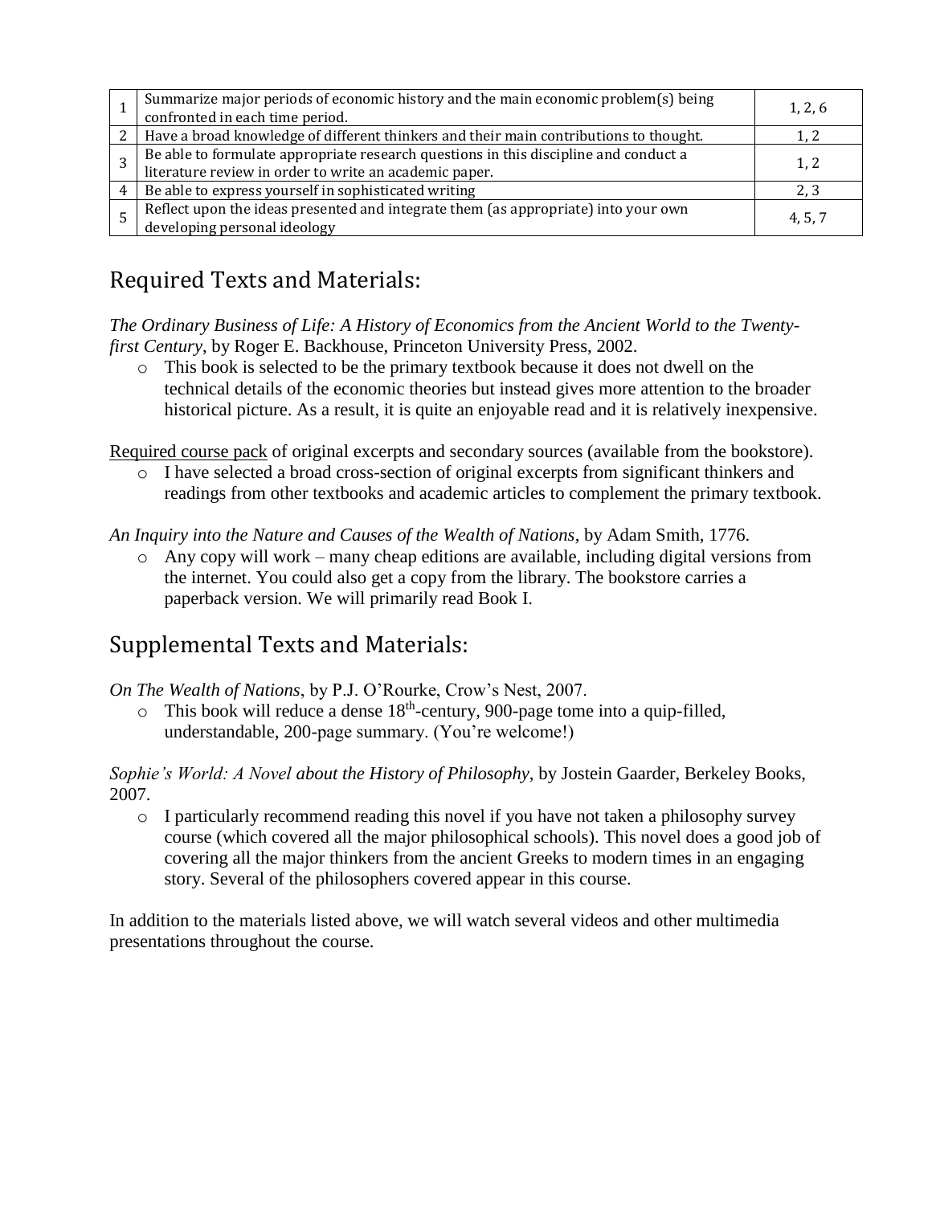| | | |
|---|---|---|
| 1 | Summarize major periods of economic history and the main economic problem(s) being confronted in each time period. | 1, 2, 6 |
| 2 | Have a broad knowledge of different thinkers and their main contributions to thought. | 1, 2 |
| 3 | Be able to formulate appropriate research questions in this discipline and conduct a literature review in order to write an academic paper. | 1, 2 |
| 4 | Be able to express yourself in sophisticated writing | 2, 3 |
| 5 | Reflect upon the ideas presented and integrate them (as appropriate) into your own developing personal ideology | 4, 5, 7 |

## Required Texts and Materials:

*The Ordinary Business of Life: A History of Economics from the Ancient World to the Twenty-first Century*, by Roger E. Backhouse, Princeton University Press, 2002.

- This book is selected to be the primary textbook because it does not dwell on the technical details of the economic theories but instead gives more attention to the broader historical picture. As a result, it is quite an enjoyable read and it is relatively inexpensive.

Required course pack of original excerpts and secondary sources (available from the bookstore).

- I have selected a broad cross-section of original excerpts from significant thinkers and readings from other textbooks and academic articles to complement the primary textbook.

*An Inquiry into the Nature and Causes of the Wealth of Nations*, by Adam Smith, 1776.

- Any copy will work – many cheap editions are available, including digital versions from the internet. You could also get a copy from the library. The bookstore carries a paperback version. We will primarily read Book I.

## Supplemental Texts and Materials:

*On The Wealth of Nations*, by P.J. O'Rourke, Crow's Nest, 2007.

- This book will reduce a dense 18th-century, 900-page tome into a quip-filled, understandable, 200-page summary. (You're welcome!)

*Sophie's World: A Novel about the History of Philosophy*, by Jostein Gaarder, Berkeley Books, 2007.

- I particularly recommend reading this novel if you have not taken a philosophy survey course (which covered all the major philosophical schools). This novel does a good job of covering all the major thinkers from the ancient Greeks to modern times in an engaging story. Several of the philosophers covered appear in this course.

In addition to the materials listed above, we will watch several videos and other multimedia presentations throughout the course.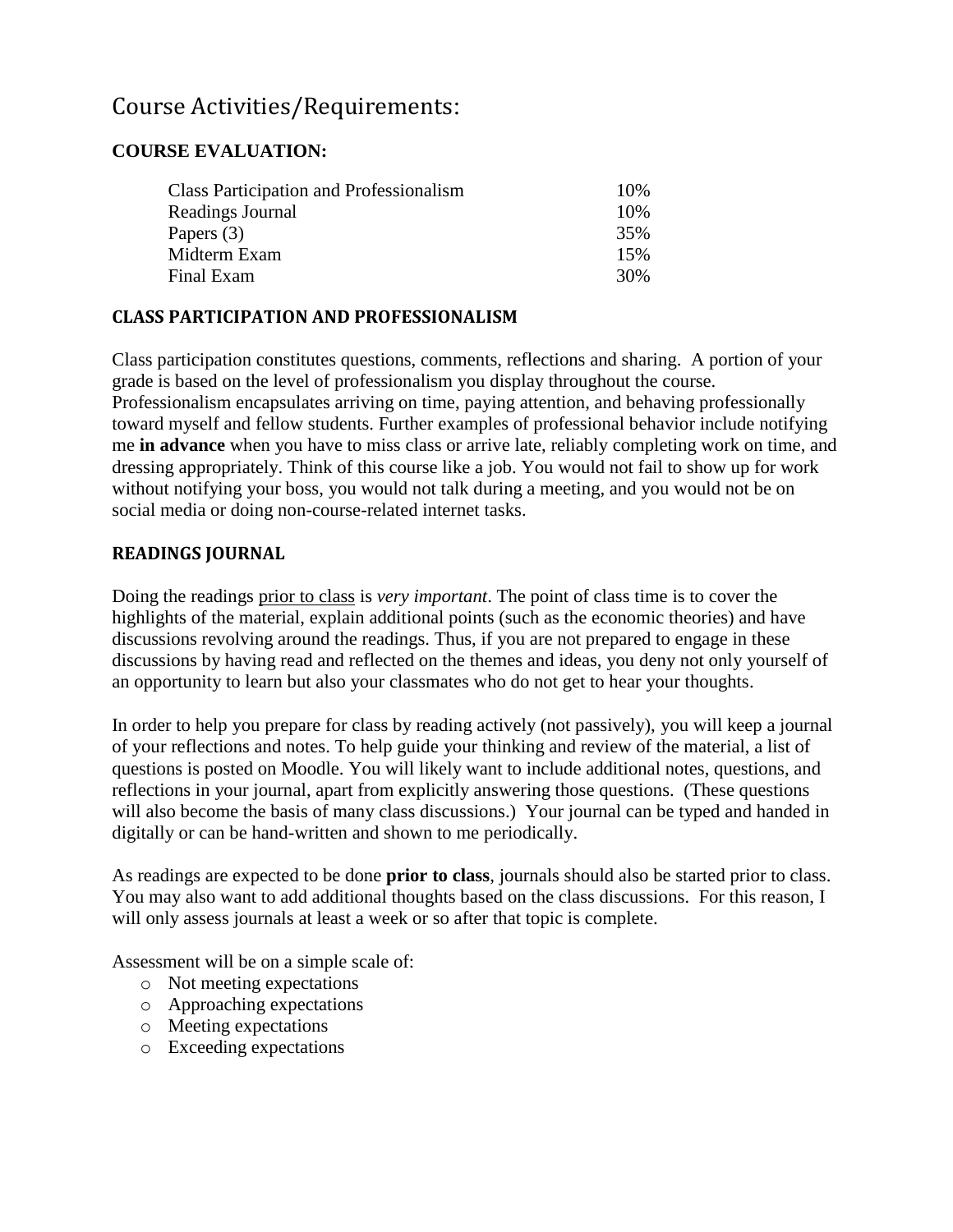# Course Activities/Requirements:

## COURSE EVALUATION:

| | |
|---|---|
| Class Participation and Professionalism | 10% |
| Readings Journal | 10% |
| Papers (3) | 35% |
| Midterm Exam | 15% |
| Final Exam | 30% |

### CLASS PARTICIPATION AND PROFESSIONALISM

Class participation constitutes questions, comments, reflections and sharing. A portion of your grade is based on the level of professionalism you display throughout the course. Professionalism encapsulates arriving on time, paying attention, and behaving professionally toward myself and fellow students. Further examples of professional behavior include notifying me **in advance** when you have to miss class or arrive late, reliably completing work on time, and dressing appropriately. Think of this course like a job. You would not fail to show up for work without notifying your boss, you would not talk during a meeting, and you would not be on social media or doing non-course-related internet tasks.

### READINGS JOURNAL

Doing the readings <u>prior to class</u> is *very important*. The point of class time is to cover the highlights of the material, explain additional points (such as the economic theories) and have discussions revolving around the readings. Thus, if you are not prepared to engage in these discussions by having read and reflected on the themes and ideas, you deny not only yourself of an opportunity to learn but also your classmates who do not get to hear your thoughts.

In order to help you prepare for class by reading actively (not passively), you will keep a journal of your reflections and notes. To help guide your thinking and review of the material, a list of questions is posted on Moodle. You will likely want to include additional notes, questions, and reflections in your journal, apart from explicitly answering those questions. (These questions will also become the basis of many class discussions.) Your journal can be typed and handed in digitally or can be hand-written and shown to me periodically.

As readings are expected to be done **prior to class**, journals should also be started prior to class. You may also want to add additional thoughts based on the class discussions. For this reason, I will only assess journals at least a week or so after that topic is complete.

Assessment will be on a simple scale of:

- Not meeting expectations
- Approaching expectations
- Meeting expectations
- Exceeding expectations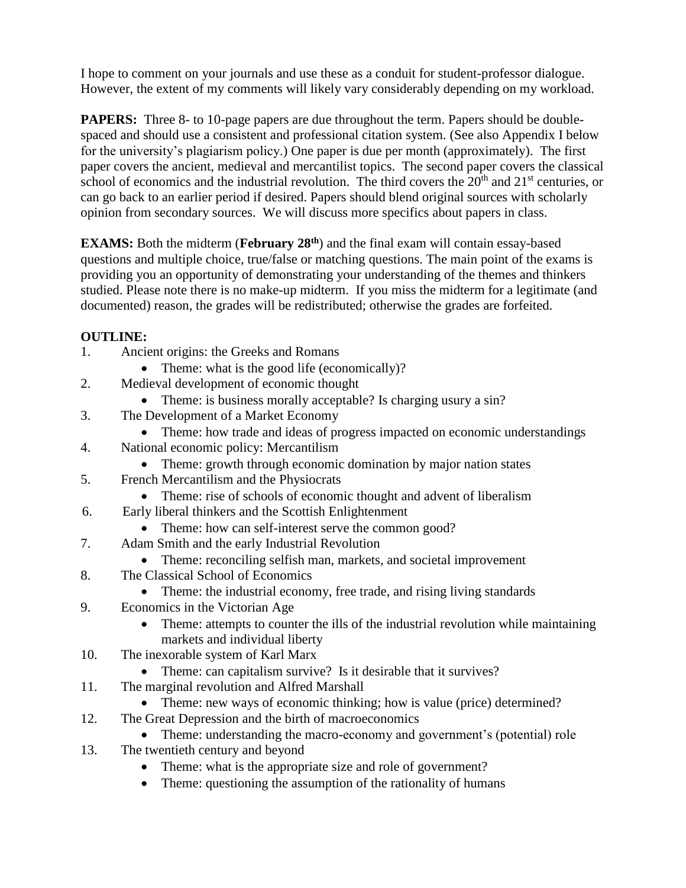I hope to comment on your journals and use these as a conduit for student-professor dialogue. However, the extent of my comments will likely vary considerably depending on my workload.

**PAPERS:** Three 8- to 10-page papers are due throughout the term. Papers should be double-spaced and should use a consistent and professional citation system. (See also Appendix I below for the university's plagiarism policy.) One paper is due per month (approximately). The first paper covers the ancient, medieval and mercantilist topics. The second paper covers the classical school of economics and the industrial revolution. The third covers the 20th and 21st centuries, or can go back to an earlier period if desired. Papers should blend original sources with scholarly opinion from secondary sources. We will discuss more specifics about papers in class.

**EXAMS:** Both the midterm (**February 28th**) and the final exam will contain essay-based questions and multiple choice, true/false or matching questions. The main point of the exams is providing you an opportunity of demonstrating your understanding of the themes and thinkers studied. Please note there is no make-up midterm. If you miss the midterm for a legitimate (and documented) reason, the grades will be redistributed; otherwise the grades are forfeited.

**OUTLINE:**

1. Ancient origins: the Greeks and Romans
   - Theme: what is the good life (economically)?
2. Medieval development of economic thought
   - Theme: is business morally acceptable? Is charging usury a sin?
3. The Development of a Market Economy
   - Theme: how trade and ideas of progress impacted on economic understandings
4. National economic policy: Mercantilism
   - Theme: growth through economic domination by major nation states
5. French Mercantilism and the Physiocrats
   - Theme: rise of schools of economic thought and advent of liberalism
6. Early liberal thinkers and the Scottish Enlightenment
   - Theme: how can self-interest serve the common good?
7. Adam Smith and the early Industrial Revolution
   - Theme: reconciling selfish man, markets, and societal improvement
8. The Classical School of Economics
   - Theme: the industrial economy, free trade, and rising living standards
9. Economics in the Victorian Age
   - Theme: attempts to counter the ills of the industrial revolution while maintaining markets and individual liberty
10. The inexorable system of Karl Marx
    - Theme: can capitalism survive? Is it desirable that it survives?
11. The marginal revolution and Alfred Marshall
    - Theme: new ways of economic thinking; how is value (price) determined?
12. The Great Depression and the birth of macroeconomics
    - Theme: understanding the macro-economy and government's (potential) role
13. The twentieth century and beyond
    - Theme: what is the appropriate size and role of government?
    - Theme: questioning the assumption of the rationality of humans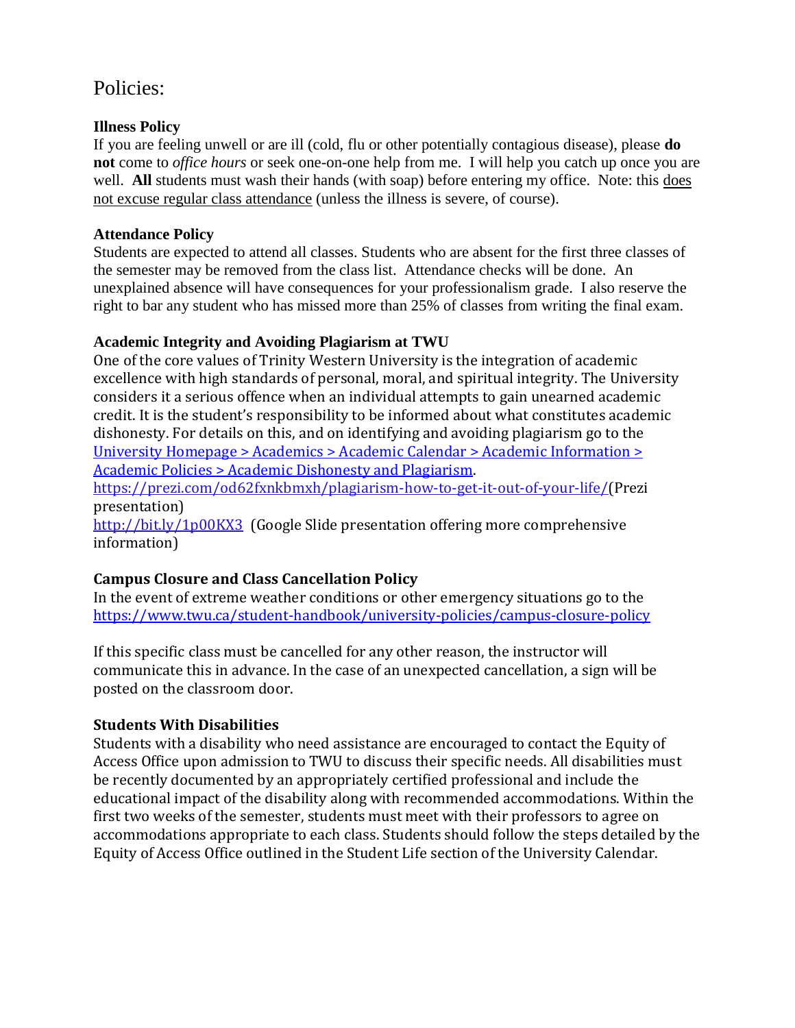# Policies:

### Illness Policy

If you are feeling unwell or are ill (cold, flu or other potentially contagious disease), please **do not** come to *office hours* or seek one-on-one help from me. I will help you catch up once you are well. **All** students must wash their hands (with soap) before entering my office. Note: this does not excuse regular class attendance (unless the illness is severe, of course).

### Attendance Policy

Students are expected to attend all classes. Students who are absent for the first three classes of the semester may be removed from the class list. Attendance checks will be done. An unexplained absence will have consequences for your professionalism grade. I also reserve the right to bar any student who has missed more than 25% of classes from writing the final exam.

### Academic Integrity and Avoiding Plagiarism at TWU

One of the core values of Trinity Western University is the integration of academic excellence with high standards of personal, moral, and spiritual integrity. The University considers it a serious offence when an individual attempts to gain unearned academic credit. It is the student's responsibility to be informed about what constitutes academic dishonesty. For details on this, and on identifying and avoiding plagiarism go to the University Homepage > Academics > Academic Calendar > Academic Information > Academic Policies > Academic Dishonesty and Plagiarism.
https://prezi.com/od62fxnkbmxh/plagiarism-how-to-get-it-out-of-your-life/(Prezi presentation)
http://bit.ly/1p00KX3 (Google Slide presentation offering more comprehensive information)

### Campus Closure and Class Cancellation Policy

In the event of extreme weather conditions or other emergency situations go to the https://www.twu.ca/student-handbook/university-policies/campus-closure-policy

If this specific class must be cancelled for any other reason, the instructor will communicate this in advance. In the case of an unexpected cancellation, a sign will be posted on the classroom door.

### Students With Disabilities

Students with a disability who need assistance are encouraged to contact the Equity of Access Office upon admission to TWU to discuss their specific needs. All disabilities must be recently documented by an appropriately certified professional and include the educational impact of the disability along with recommended accommodations. Within the first two weeks of the semester, students must meet with their professors to agree on accommodations appropriate to each class. Students should follow the steps detailed by the Equity of Access Office outlined in the Student Life section of the University Calendar.